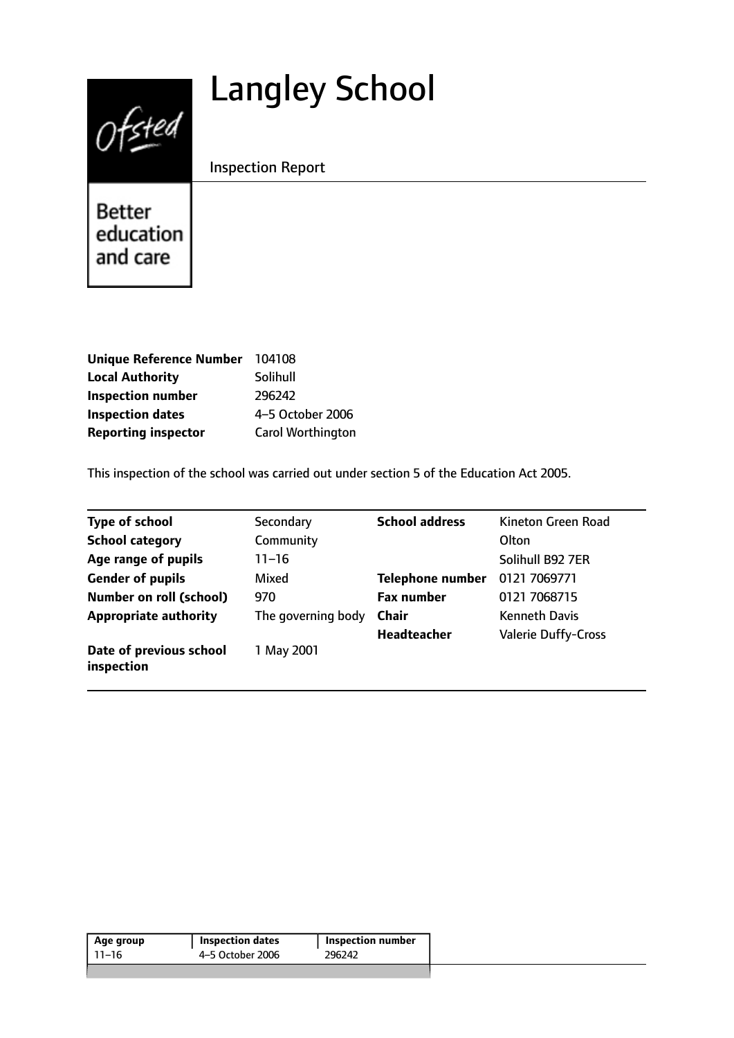# Langley School

Inspection Report

Better education and care

| | |
|---|---|
| **Unique Reference Number** | 104108 |
| **Local Authority** | Solihull |
| **Inspection number** | 296242 |
| **Inspection dates** | 4–5 October 2006 |
| **Reporting inspector** | Carol Worthington |

This inspection of the school was carried out under section 5 of the Education Act 2005.

| | | | |
|---|---|---|---|
| **Type of school** | Secondary | **School address** | Kineton Green Road |
| **School category** | Community | | Olton |
| **Age range of pupils** | 11–16 | | Solihull B92 7ER |
| **Gender of pupils** | Mixed | **Telephone number** | 0121 7069771 |
| **Number on roll (school)** | 970 | **Fax number** | 0121 7068715 |
| **Appropriate authority** | The governing body | **Chair** | Kenneth Davis |
| | | **Headteacher** | Valerie Duffy-Cross |
| **Date of previous school inspection** | 1 May 2001 | | |

| Age group | Inspection dates | Inspection number |
|---|---|---|
| 11–16 | 4–5 October 2006 | 296242 |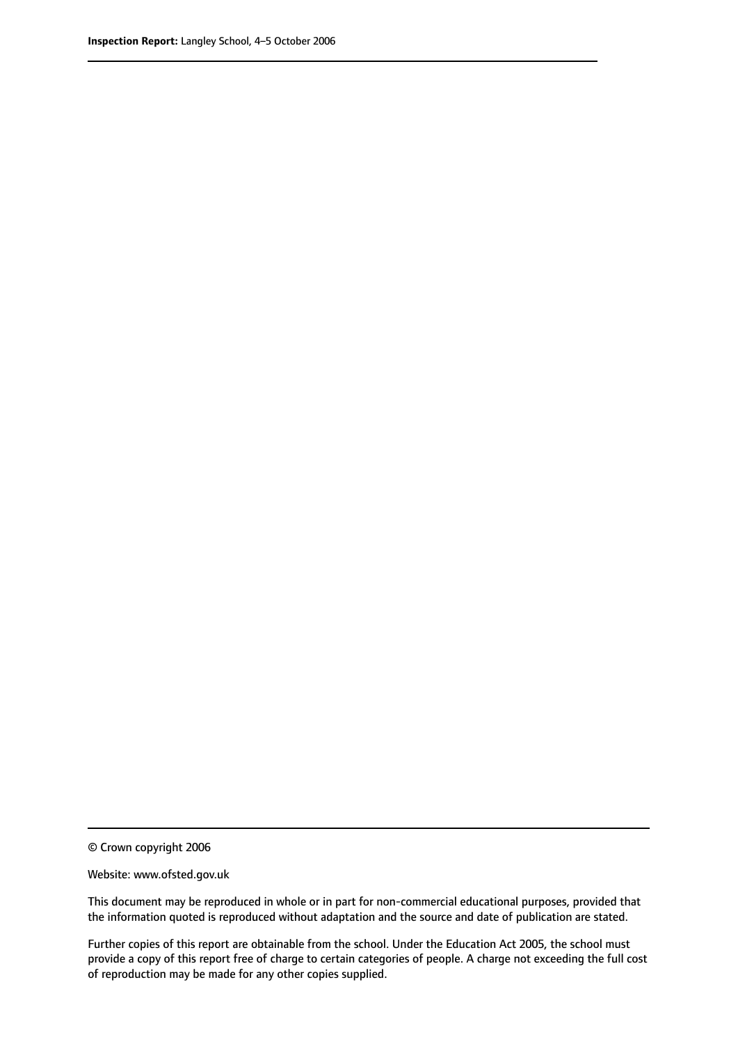© Crown copyright 2006

Website: www.ofsted.gov.uk

This document may be reproduced in whole or in part for non-commercial educational purposes, provided that the information quoted is reproduced without adaptation and the source and date of publication are stated.

Further copies of this report are obtainable from the school. Under the Education Act 2005, the school must provide a copy of this report free of charge to certain categories of people. A charge not exceeding the full cost of reproduction may be made for any other copies supplied.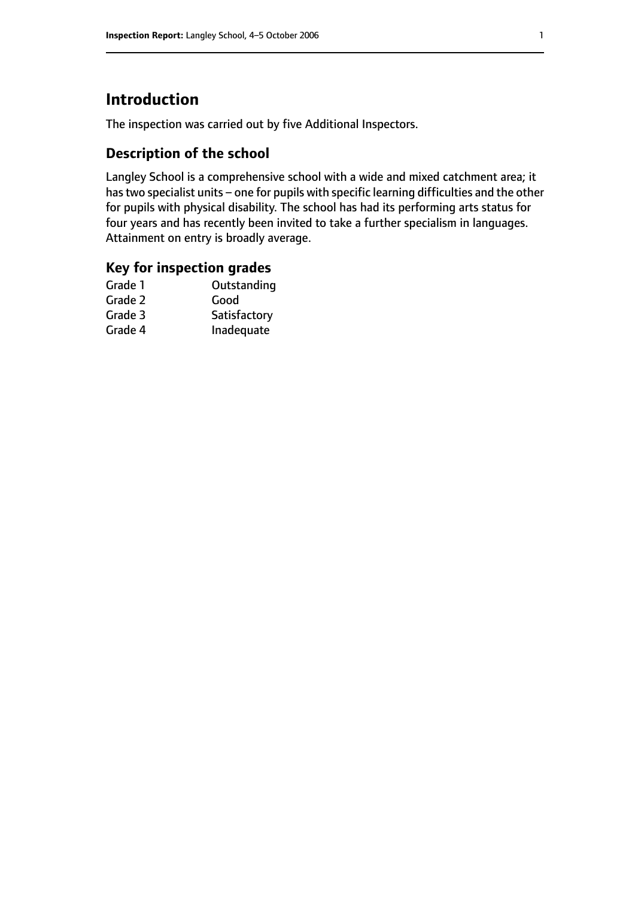# Introduction

The inspection was carried out by five Additional Inspectors.

## Description of the school

Langley School is a comprehensive school with a wide and mixed catchment area; it has two specialist units – one for pupils with specific learning difficulties and the other for pupils with physical disability. The school has had its performing arts status for four years and has recently been invited to take a further specialism in languages. Attainment on entry is broadly average.

## Key for inspection grades

| | |
|---|---|
| Grade 1 | Outstanding |
| Grade 2 | Good |
| Grade 3 | Satisfactory |
| Grade 4 | Inadequate |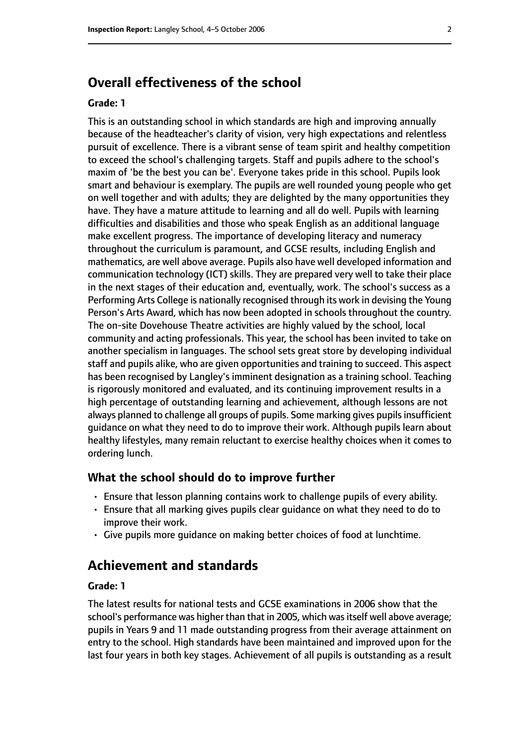## Overall effectiveness of the school

**Grade: 1**

This is an outstanding school in which standards are high and improving annually because of the headteacher's clarity of vision, very high expectations and relentless pursuit of excellence. There is a vibrant sense of team spirit and healthy competition to exceed the school's challenging targets. Staff and pupils adhere to the school's maxim of 'be the best you can be'. Everyone takes pride in this school. Pupils look smart and behaviour is exemplary. The pupils are well rounded young people who get on well together and with adults; they are delighted by the many opportunities they have. They have a mature attitude to learning and all do well. Pupils with learning difficulties and disabilities and those who speak English as an additional language make excellent progress. The importance of developing literacy and numeracy throughout the curriculum is paramount, and GCSE results, including English and mathematics, are well above average. Pupils also have well developed information and communication technology (ICT) skills. They are prepared very well to take their place in the next stages of their education and, eventually, work. The school's success as a Performing Arts College is nationally recognised through its work in devising the Young Person's Arts Award, which has now been adopted in schools throughout the country. The on-site Dovehouse Theatre activities are highly valued by the school, local community and acting professionals. This year, the school has been invited to take on another specialism in languages. The school sets great store by developing individual staff and pupils alike, who are given opportunities and training to succeed. This aspect has been recognised by Langley's imminent designation as a training school. Teaching is rigorously monitored and evaluated, and its continuing improvement results in a high percentage of outstanding learning and achievement, although lessons are not always planned to challenge all groups of pupils. Some marking gives pupils insufficient guidance on what they need to do to improve their work. Although pupils learn about healthy lifestyles, many remain reluctant to exercise healthy choices when it comes to ordering lunch.

### What the school should do to improve further

- Ensure that lesson planning contains work to challenge pupils of every ability.
- Ensure that all marking gives pupils clear guidance on what they need to do to improve their work.
- Give pupils more guidance on making better choices of food at lunchtime.

## Achievement and standards

**Grade: 1**

The latest results for national tests and GCSE examinations in 2006 show that the school's performance was higher than that in 2005, which was itself well above average; pupils in Years 9 and 11 made outstanding progress from their average attainment on entry to the school. High standards have been maintained and improved upon for the last four years in both key stages. Achievement of all pupils is outstanding as a result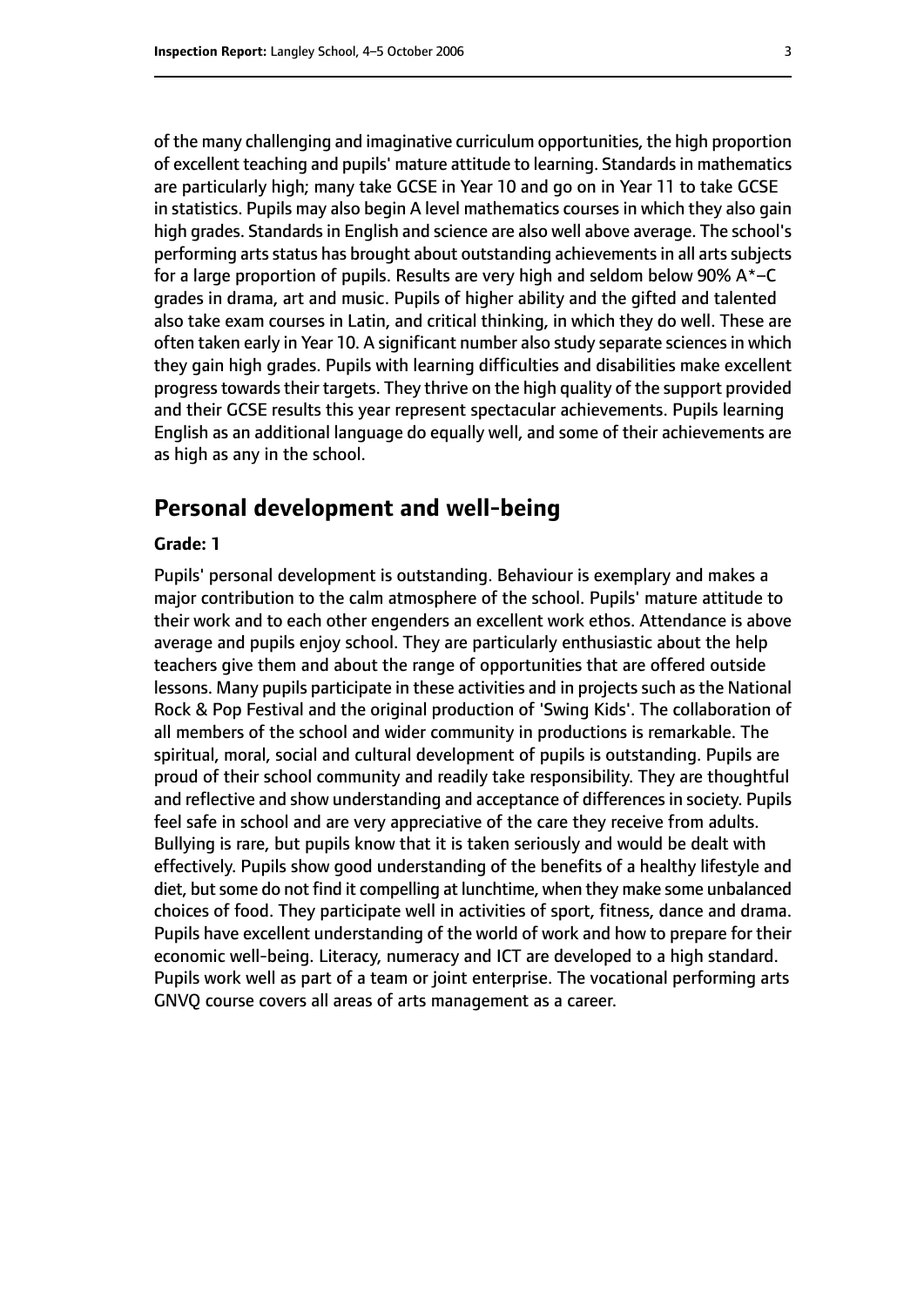of the many challenging and imaginative curriculum opportunities, the high proportion of excellent teaching and pupils' mature attitude to learning. Standards in mathematics are particularly high; many take GCSE in Year 10 and go on in Year 11 to take GCSE in statistics. Pupils may also begin A level mathematics courses in which they also gain high grades. Standards in English and science are also well above average. The school's performing arts status has brought about outstanding achievements in all arts subjects for a large proportion of pupils. Results are very high and seldom below 90% A*–C grades in drama, art and music. Pupils of higher ability and the gifted and talented also take exam courses in Latin, and critical thinking, in which they do well. These are often taken early in Year 10. A significant number also study separate sciences in which they gain high grades. Pupils with learning difficulties and disabilities make excellent progress towards their targets. They thrive on the high quality of the support provided and their GCSE results this year represent spectacular achievements. Pupils learning English as an additional language do equally well, and some of their achievements are as high as any in the school.

## Personal development and well-being

**Grade: 1**

Pupils' personal development is outstanding. Behaviour is exemplary and makes a major contribution to the calm atmosphere of the school. Pupils' mature attitude to their work and to each other engenders an excellent work ethos. Attendance is above average and pupils enjoy school. They are particularly enthusiastic about the help teachers give them and about the range of opportunities that are offered outside lessons. Many pupils participate in these activities and in projects such as the National Rock & Pop Festival and the original production of 'Swing Kids'. The collaboration of all members of the school and wider community in productions is remarkable. The spiritual, moral, social and cultural development of pupils is outstanding. Pupils are proud of their school community and readily take responsibility. They are thoughtful and reflective and show understanding and acceptance of differences in society. Pupils feel safe in school and are very appreciative of the care they receive from adults. Bullying is rare, but pupils know that it is taken seriously and would be dealt with effectively. Pupils show good understanding of the benefits of a healthy lifestyle and diet, but some do not find it compelling at lunchtime, when they make some unbalanced choices of food. They participate well in activities of sport, fitness, dance and drama. Pupils have excellent understanding of the world of work and how to prepare for their economic well-being. Literacy, numeracy and ICT are developed to a high standard. Pupils work well as part of a team or joint enterprise. The vocational performing arts GNVQ course covers all areas of arts management as a career.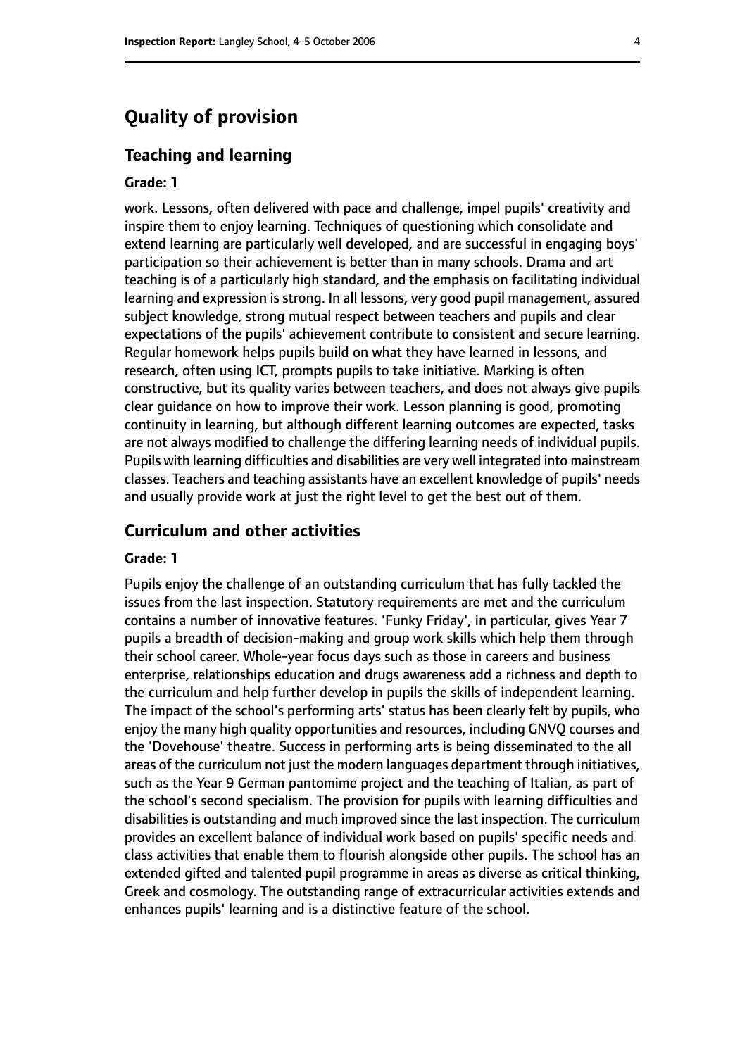# Quality of provision

## Teaching and learning

#### Grade: 1

work. Lessons, often delivered with pace and challenge, impel pupils' creativity and inspire them to enjoy learning. Techniques of questioning which consolidate and extend learning are particularly well developed, and are successful in engaging boys' participation so their achievement is better than in many schools. Drama and art teaching is of a particularly high standard, and the emphasis on facilitating individual learning and expression is strong. In all lessons, very good pupil management, assured subject knowledge, strong mutual respect between teachers and pupils and clear expectations of the pupils' achievement contribute to consistent and secure learning. Regular homework helps pupils build on what they have learned in lessons, and research, often using ICT, prompts pupils to take initiative. Marking is often constructive, but its quality varies between teachers, and does not always give pupils clear guidance on how to improve their work. Lesson planning is good, promoting continuity in learning, but although different learning outcomes are expected, tasks are not always modified to challenge the differing learning needs of individual pupils. Pupils with learning difficulties and disabilities are very well integrated into mainstream classes. Teachers and teaching assistants have an excellent knowledge of pupils' needs and usually provide work at just the right level to get the best out of them.

## Curriculum and other activities

#### Grade: 1

Pupils enjoy the challenge of an outstanding curriculum that has fully tackled the issues from the last inspection. Statutory requirements are met and the curriculum contains a number of innovative features. 'Funky Friday', in particular, gives Year 7 pupils a breadth of decision-making and group work skills which help them through their school career. Whole-year focus days such as those in careers and business enterprise, relationships education and drugs awareness add a richness and depth to the curriculum and help further develop in pupils the skills of independent learning. The impact of the school's performing arts' status has been clearly felt by pupils, who enjoy the many high quality opportunities and resources, including GNVQ courses and the 'Dovehouse' theatre. Success in performing arts is being disseminated to the all areas of the curriculum not just the modern languages department through initiatives, such as the Year 9 German pantomime project and the teaching of Italian, as part of the school's second specialism. The provision for pupils with learning difficulties and disabilities is outstanding and much improved since the last inspection. The curriculum provides an excellent balance of individual work based on pupils' specific needs and class activities that enable them to flourish alongside other pupils. The school has an extended gifted and talented pupil programme in areas as diverse as critical thinking, Greek and cosmology. The outstanding range of extracurricular activities extends and enhances pupils' learning and is a distinctive feature of the school.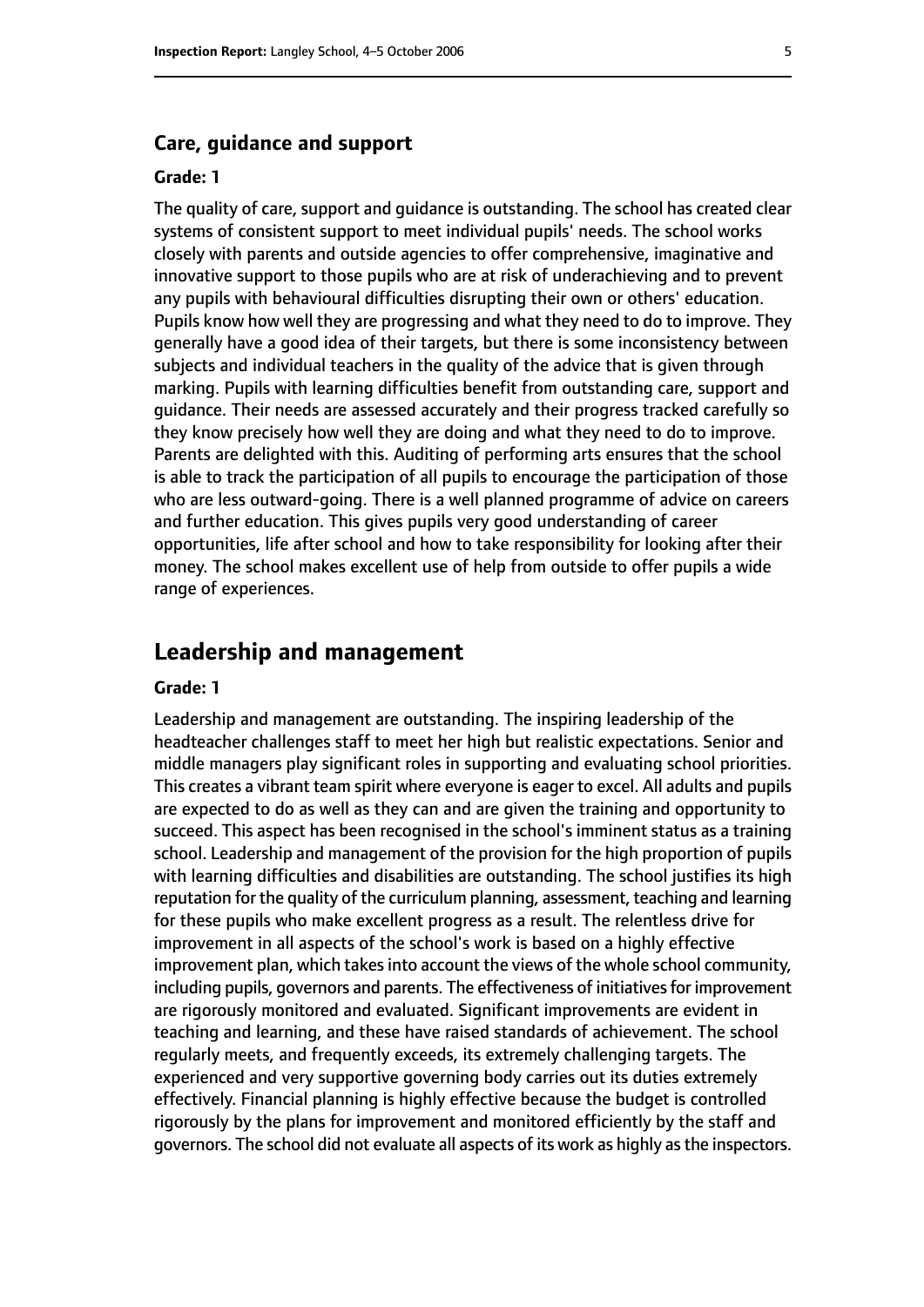### Care, guidance and support

#### Grade: 1

The quality of care, support and guidance is outstanding. The school has created clear systems of consistent support to meet individual pupils' needs. The school works closely with parents and outside agencies to offer comprehensive, imaginative and innovative support to those pupils who are at risk of underachieving and to prevent any pupils with behavioural difficulties disrupting their own or others' education. Pupils know how well they are progressing and what they need to do to improve. They generally have a good idea of their targets, but there is some inconsistency between subjects and individual teachers in the quality of the advice that is given through marking. Pupils with learning difficulties benefit from outstanding care, support and guidance. Their needs are assessed accurately and their progress tracked carefully so they know precisely how well they are doing and what they need to do to improve. Parents are delighted with this. Auditing of performing arts ensures that the school is able to track the participation of all pupils to encourage the participation of those who are less outward-going. There is a well planned programme of advice on careers and further education. This gives pupils very good understanding of career opportunities, life after school and how to take responsibility for looking after their money. The school makes excellent use of help from outside to offer pupils a wide range of experiences.

## Leadership and management

#### Grade: 1

Leadership and management are outstanding. The inspiring leadership of the headteacher challenges staff to meet her high but realistic expectations. Senior and middle managers play significant roles in supporting and evaluating school priorities. This creates a vibrant team spirit where everyone is eager to excel. All adults and pupils are expected to do as well as they can and are given the training and opportunity to succeed. This aspect has been recognised in the school's imminent status as a training school. Leadership and management of the provision for the high proportion of pupils with learning difficulties and disabilities are outstanding. The school justifies its high reputation for the quality of the curriculum planning, assessment, teaching and learning for these pupils who make excellent progress as a result. The relentless drive for improvement in all aspects of the school's work is based on a highly effective improvement plan, which takes into account the views of the whole school community, including pupils, governors and parents. The effectiveness of initiatives for improvement are rigorously monitored and evaluated. Significant improvements are evident in teaching and learning, and these have raised standards of achievement. The school regularly meets, and frequently exceeds, its extremely challenging targets. The experienced and very supportive governing body carries out its duties extremely effectively. Financial planning is highly effective because the budget is controlled rigorously by the plans for improvement and monitored efficiently by the staff and governors. The school did not evaluate all aspects of its work as highly as the inspectors.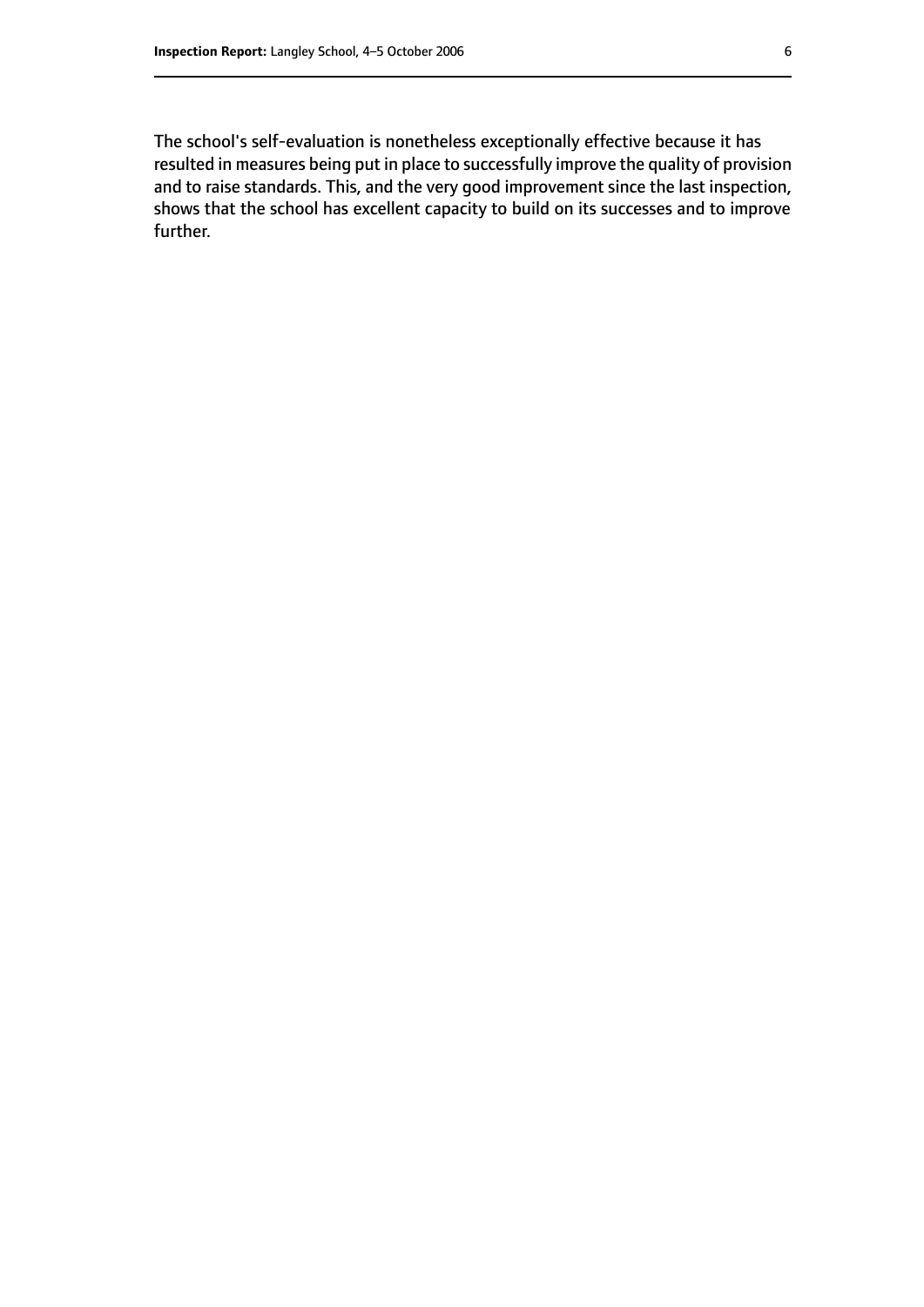The school's self-evaluation is nonetheless exceptionally effective because it has resulted in measures being put in place to successfully improve the quality of provision and to raise standards. This, and the very good improvement since the last inspection, shows that the school has excellent capacity to build on its successes and to improve further.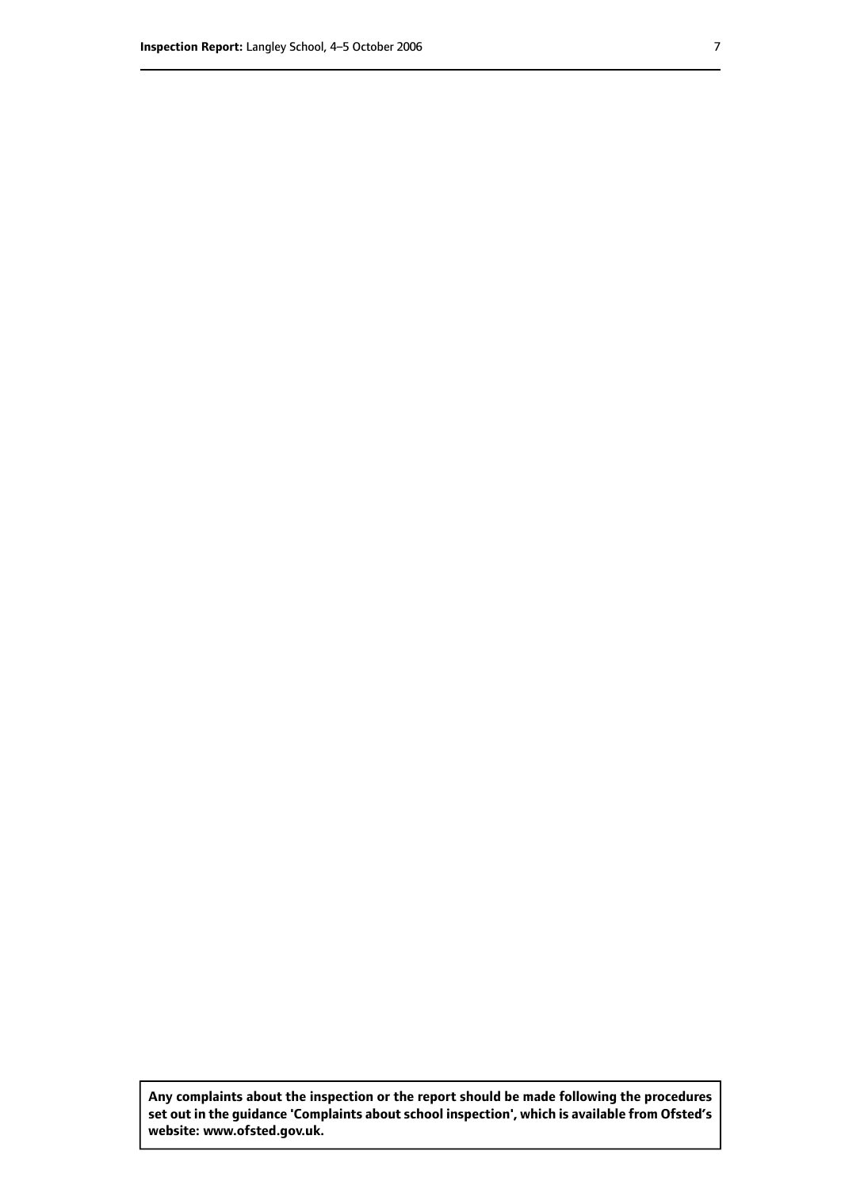**Any complaints about the inspection or the report should be made following the procedures set out in the guidance 'Complaints about school inspection', which is available from Ofsted's website: www.ofsted.gov.uk.**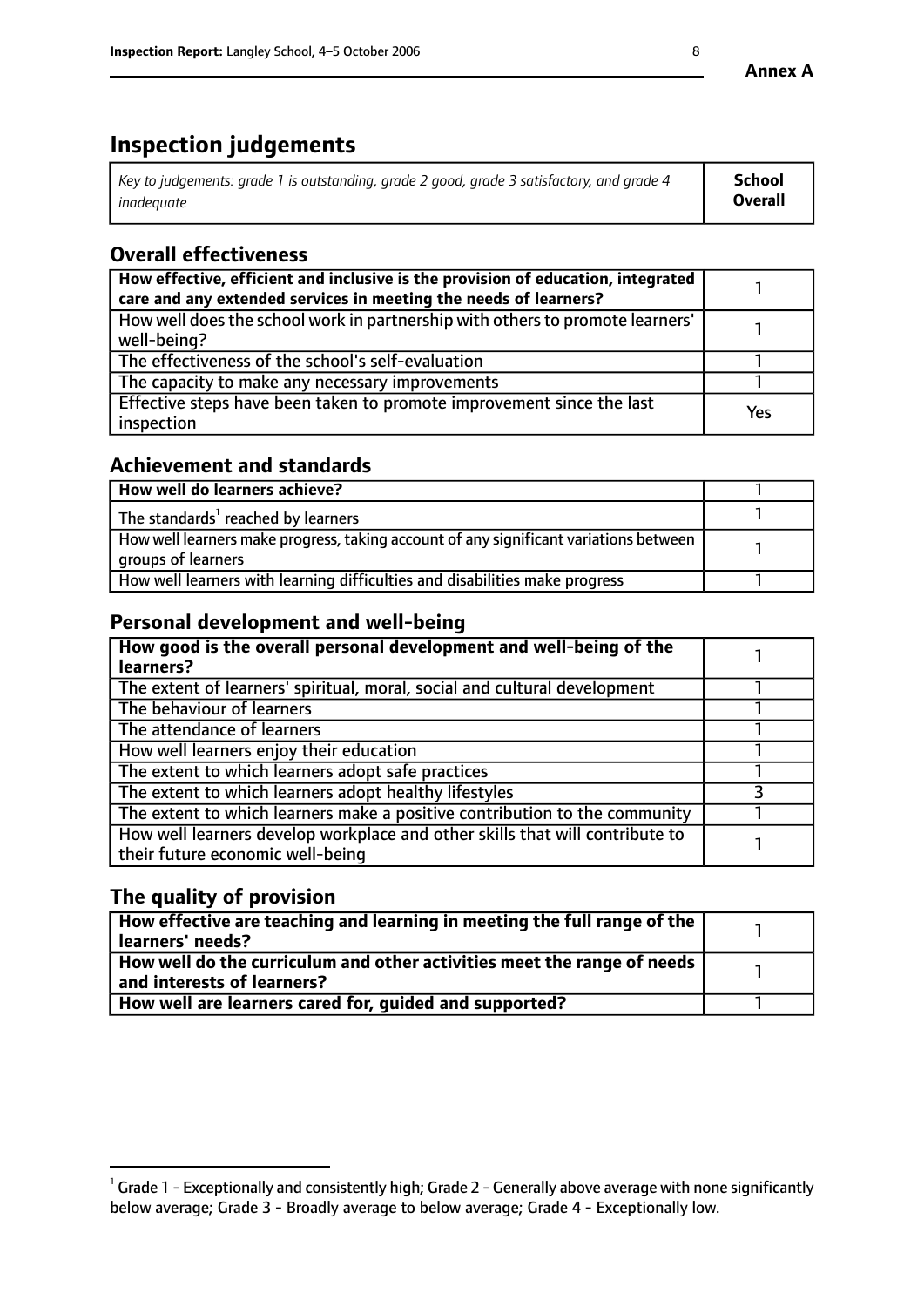**Annex A**

# Inspection judgements

| *Key to judgements: grade 1 is outstanding, grade 2 good, grade 3 satisfactory, and grade 4 inadequate* | **School Overall** |
|---|---|

## Overall effectiveness

| | |
|---|---|
| **How effective, efficient and inclusive is the provision of education, integrated care and any extended services in meeting the needs of learners?** | 1 |
| How well does the school work in partnership with others to promote learners' well-being? | 1 |
| The effectiveness of the school's self-evaluation | 1 |
| The capacity to make any necessary improvements | 1 |
| Effective steps have been taken to promote improvement since the last inspection | Yes |

## Achievement and standards

| | |
|---|---|
| **How well do learners achieve?** | 1 |
| The standards[1] reached by learners | 1 |
| How well learners make progress, taking account of any significant variations between groups of learners | 1 |
| How well learners with learning difficulties and disabilities make progress | 1 |

## Personal development and well-being

| | |
|---|---|
| **How good is the overall personal development and well-being of the learners?** | 1 |
| The extent of learners' spiritual, moral, social and cultural development | 1 |
| The behaviour of learners | 1 |
| The attendance of learners | 1 |
| How well learners enjoy their education | 1 |
| The extent to which learners adopt safe practices | 1 |
| The extent to which learners adopt healthy lifestyles | 3 |
| The extent to which learners make a positive contribution to the community | 1 |
| How well learners develop workplace and other skills that will contribute to their future economic well-being | 1 |

## The quality of provision

| | |
|---|---|
| **How effective are teaching and learning in meeting the full range of the learners' needs?** | 1 |
| **How well do the curriculum and other activities meet the range of needs and interests of learners?** | 1 |
| **How well are learners cared for, guided and supported?** | 1 |

[1] Grade 1 - Exceptionally and consistently high; Grade 2 - Generally above average with none significantly below average; Grade 3 - Broadly average to below average; Grade 4 - Exceptionally low.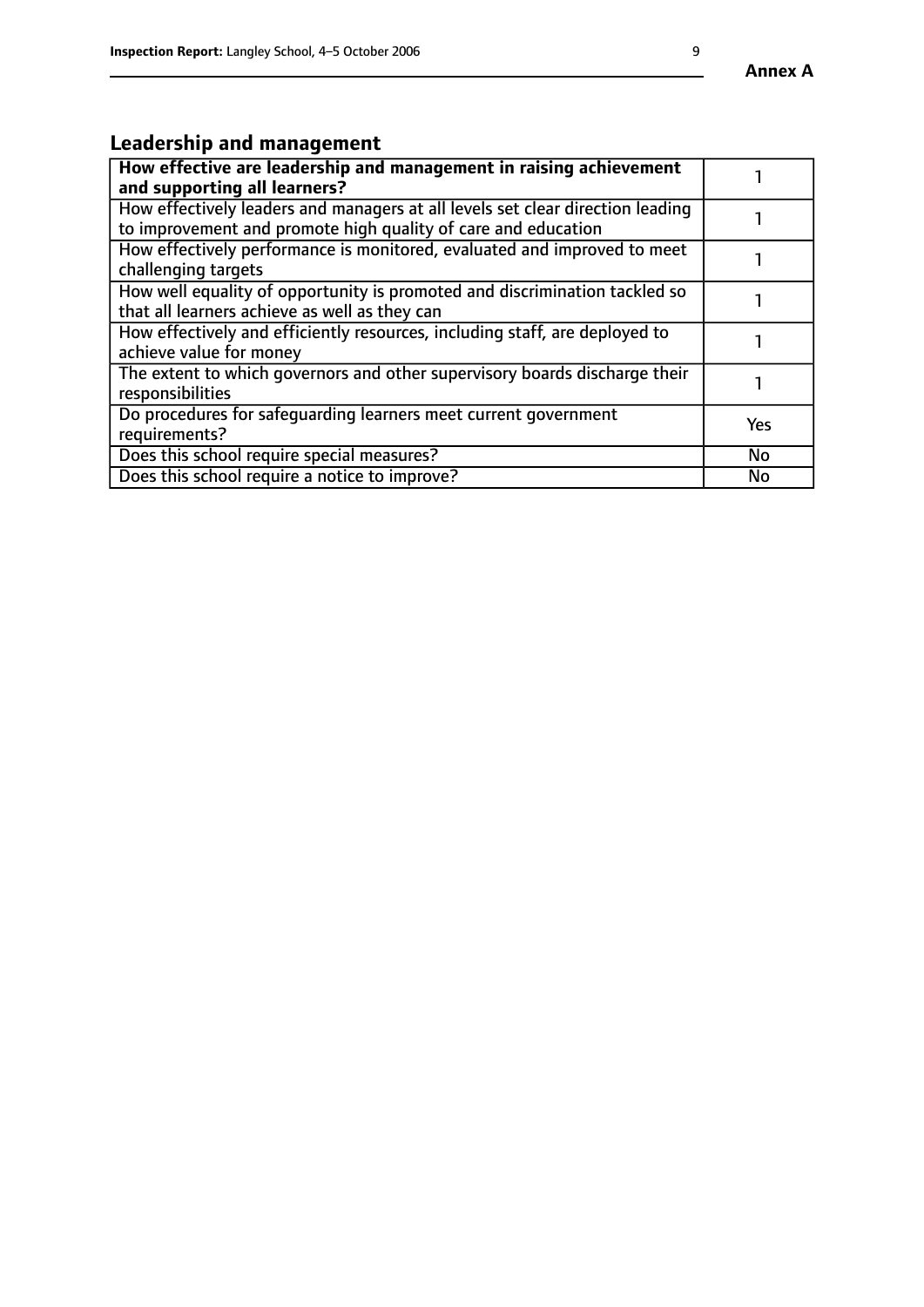## Leadership and management

| **How effective are leadership and management in raising achievement and supporting all learners?** | 1 |
|---|---|
| How effectively leaders and managers at all levels set clear direction leading to improvement and promote high quality of care and education | 1 |
| How effectively performance is monitored, evaluated and improved to meet challenging targets | 1 |
| How well equality of opportunity is promoted and discrimination tackled so that all learners achieve as well as they can | 1 |
| How effectively and efficiently resources, including staff, are deployed to achieve value for money | 1 |
| The extent to which governors and other supervisory boards discharge their responsibilities | 1 |
| Do procedures for safeguarding learners meet current government requirements? | Yes |
| Does this school require special measures? | No |
| Does this school require a notice to improve? | No |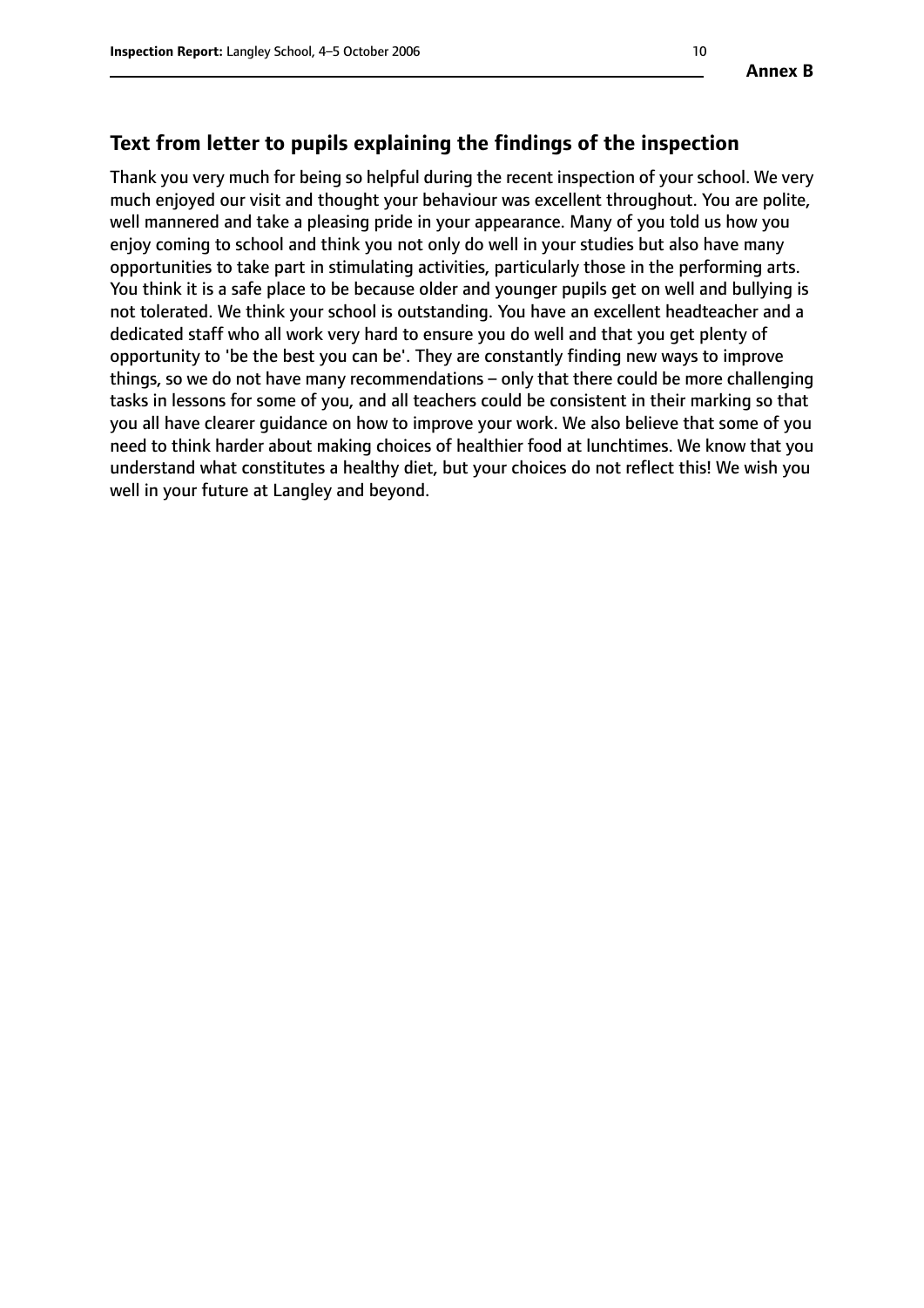## Text from letter to pupils explaining the findings of the inspection

Thank you very much for being so helpful during the recent inspection of your school. We very much enjoyed our visit and thought your behaviour was excellent throughout. You are polite, well mannered and take a pleasing pride in your appearance. Many of you told us how you enjoy coming to school and think you not only do well in your studies but also have many opportunities to take part in stimulating activities, particularly those in the performing arts. You think it is a safe place to be because older and younger pupils get on well and bullying is not tolerated. We think your school is outstanding. You have an excellent headteacher and a dedicated staff who all work very hard to ensure you do well and that you get plenty of opportunity to 'be the best you can be'. They are constantly finding new ways to improve things, so we do not have many recommendations – only that there could be more challenging tasks in lessons for some of you, and all teachers could be consistent in their marking so that you all have clearer guidance on how to improve your work. We also believe that some of you need to think harder about making choices of healthier food at lunchtimes. We know that you understand what constitutes a healthy diet, but your choices do not reflect this! We wish you well in your future at Langley and beyond.